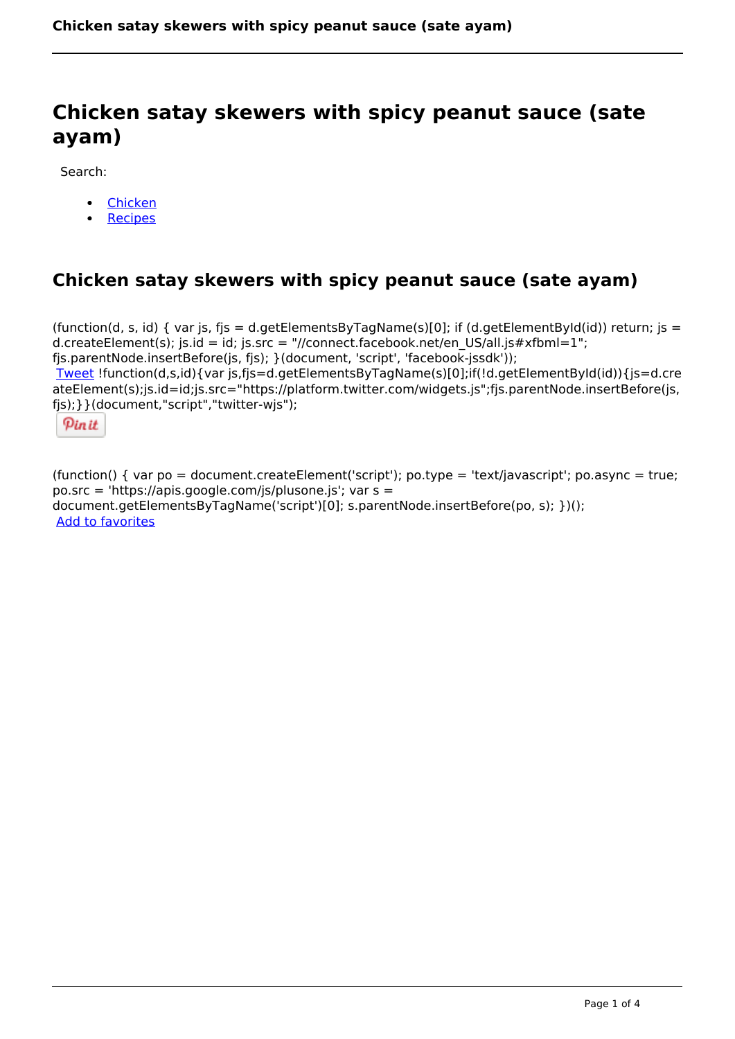# Chicken satay skewers with spicy peanut sauce (sate ayam)

Search:

- Chicken
- Recipes

## Chicken satay skewers with spicy peanut sauce (sate ayam)

(function(d, s, id) { var js, fjs = d.getElementsByTagName(s)[0]; if (d.getElementById(id)) return; js = d.createElement(s); js.id = id; js.src = "//connect.facebook.net/en_US/all.js#xfbml=1"; fjs.parentNode.insertBefore(js, fjs); }(document, 'script', 'facebook-jssdk'));
Tweet !function(d,s,id){var js,fjs=d.getElementsByTagName(s)[0];if(!d.getElementById(id)){js=d.createElement(s);js.id=id;js.src="https://platform.twitter.com/widgets.js";fjs.parentNode.insertBefore(js, fjs);}}(document,"script","twitter-wjs");

Pin it

(function() { var po = document.createElement('script'); po.type = 'text/javascript'; po.async = true; po.src = 'https://apis.google.com/js/plusone.js'; var s = document.getElementsByTagName('script')[0]; s.parentNode.insertBefore(po, s); })();
Add to favorites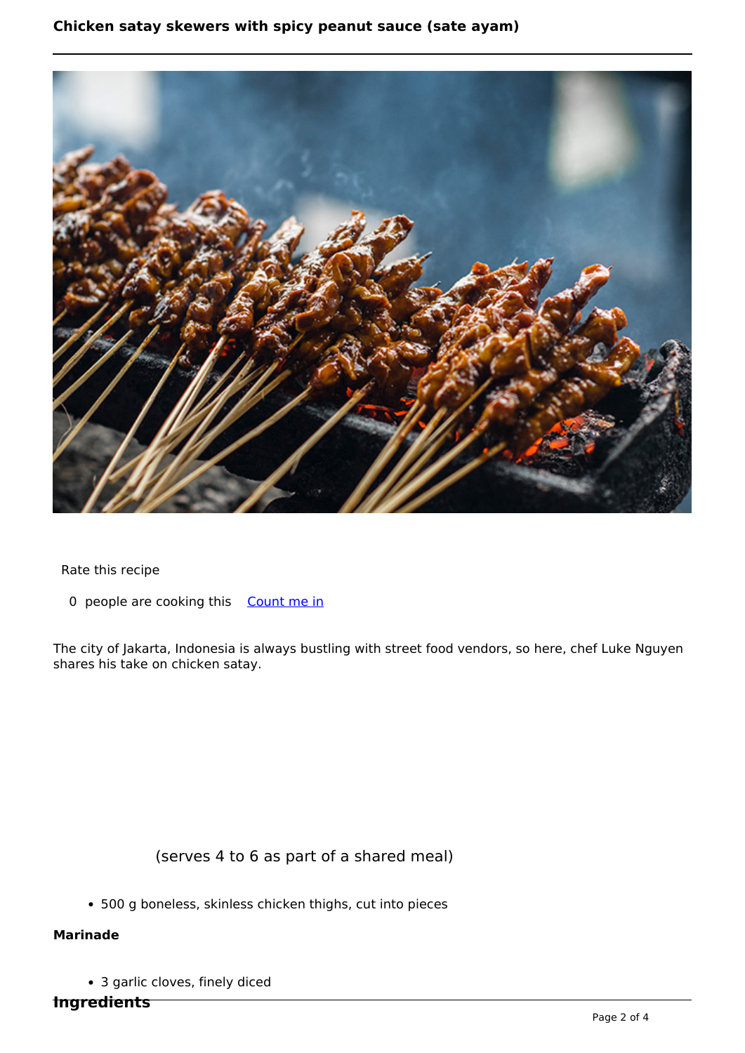# Chicken satay skewers with spicy peanut sauce (sate ayam)

Rate this recipe

0 people are cooking this [Count me in]

The city of Jakarta, Indonesia is always bustling with street food vendors, so here, chef Luke Nguyen shares his take on chicken satay.

(serves 4 to 6 as part of a shared meal)

- 500 g boneless, skinless chicken thighs, cut into pieces

**Marinade**

- 3 garlic cloves, finely diced

## Ingredients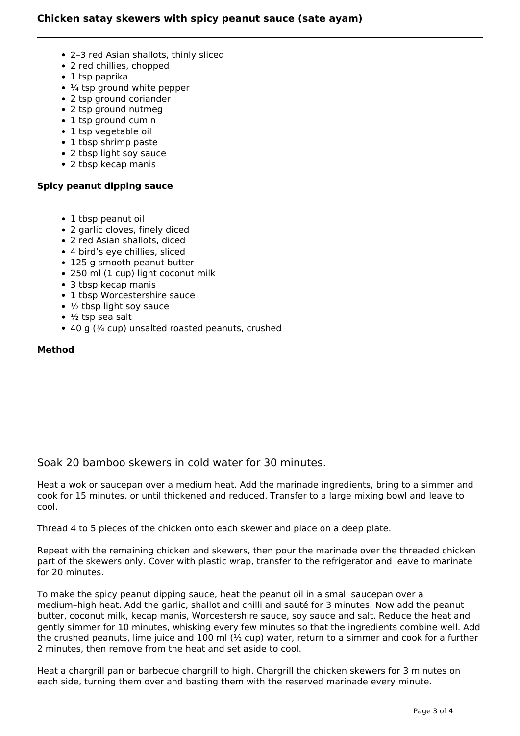- 2–3 red Asian shallots, thinly sliced
- 2 red chillies, chopped
- 1 tsp paprika
- ¼ tsp ground white pepper
- 2 tsp ground coriander
- 2 tsp ground nutmeg
- 1 tsp ground cumin
- 1 tsp vegetable oil
- 1 tbsp shrimp paste
- 2 tbsp light soy sauce
- 2 tbsp kecap manis

**Spicy peanut dipping sauce**

- 1 tbsp peanut oil
- 2 garlic cloves, finely diced
- 2 red Asian shallots, diced
- 4 bird's eye chillies, sliced
- 125 g smooth peanut butter
- 250 ml (1 cup) light coconut milk
- 3 tbsp kecap manis
- 1 tbsp Worcestershire sauce
- ½ tbsp light soy sauce
- ½ tsp sea salt
- 40 g (¼ cup) unsalted roasted peanuts, crushed

**Method**

Soak 20 bamboo skewers in cold water for 30 minutes.

Heat a wok or saucepan over a medium heat. Add the marinade ingredients, bring to a simmer and cook for 15 minutes, or until thickened and reduced. Transfer to a large mixing bowl and leave to cool.

Thread 4 to 5 pieces of the chicken onto each skewer and place on a deep plate.

Repeat with the remaining chicken and skewers, then pour the marinade over the threaded chicken part of the skewers only. Cover with plastic wrap, transfer to the refrigerator and leave to marinate for 20 minutes.

To make the spicy peanut dipping sauce, heat the peanut oil in a small saucepan over a medium–high heat. Add the garlic, shallot and chilli and sauté for 3 minutes. Now add the peanut butter, coconut milk, kecap manis, Worcestershire sauce, soy sauce and salt. Reduce the heat and gently simmer for 10 minutes, whisking every few minutes so that the ingredients combine well. Add the crushed peanuts, lime juice and 100 ml (½ cup) water, return to a simmer and cook for a further 2 minutes, then remove from the heat and set aside to cool.

Heat a chargrill pan or barbecue chargrill to high. Chargrill the chicken skewers for 3 minutes on each side, turning them over and basting them with the reserved marinade every minute.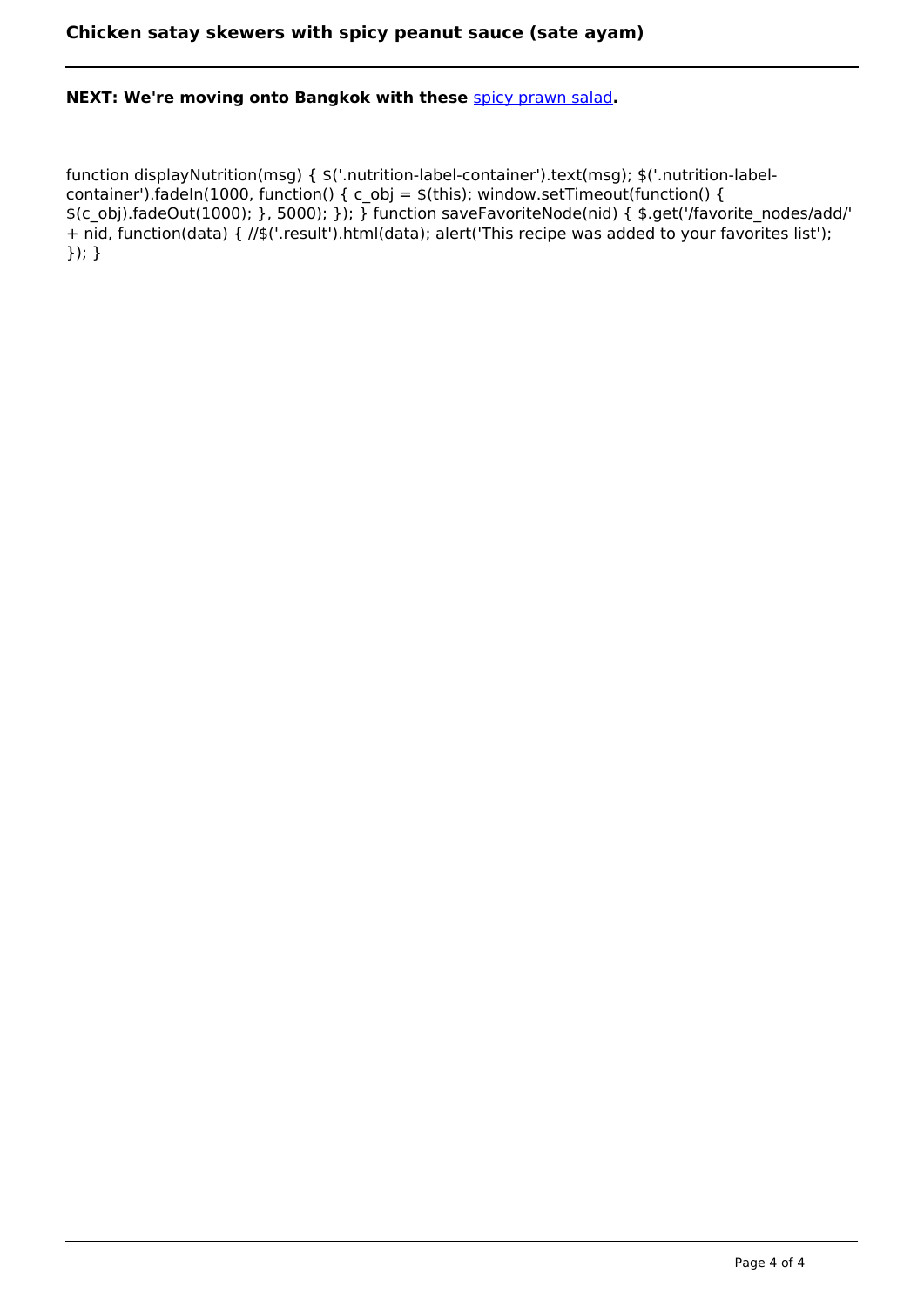**NEXT: We're moving onto Bangkok with these spicy prawn salad.**

```
function displayNutrition(msg) { $('.nutrition-label-container').text(msg); $('.nutrition-label-container').fadeIn(1000, function() { c_obj = $(this); window.setTimeout(function() { $(c_obj).fadeOut(1000); }, 5000); }); } function saveFavoriteNode(nid) { $.get('/favorite_nodes/add/' + nid, function(data) { //$('.result').html(data); alert('This recipe was added to your favorites list'); }); }
```